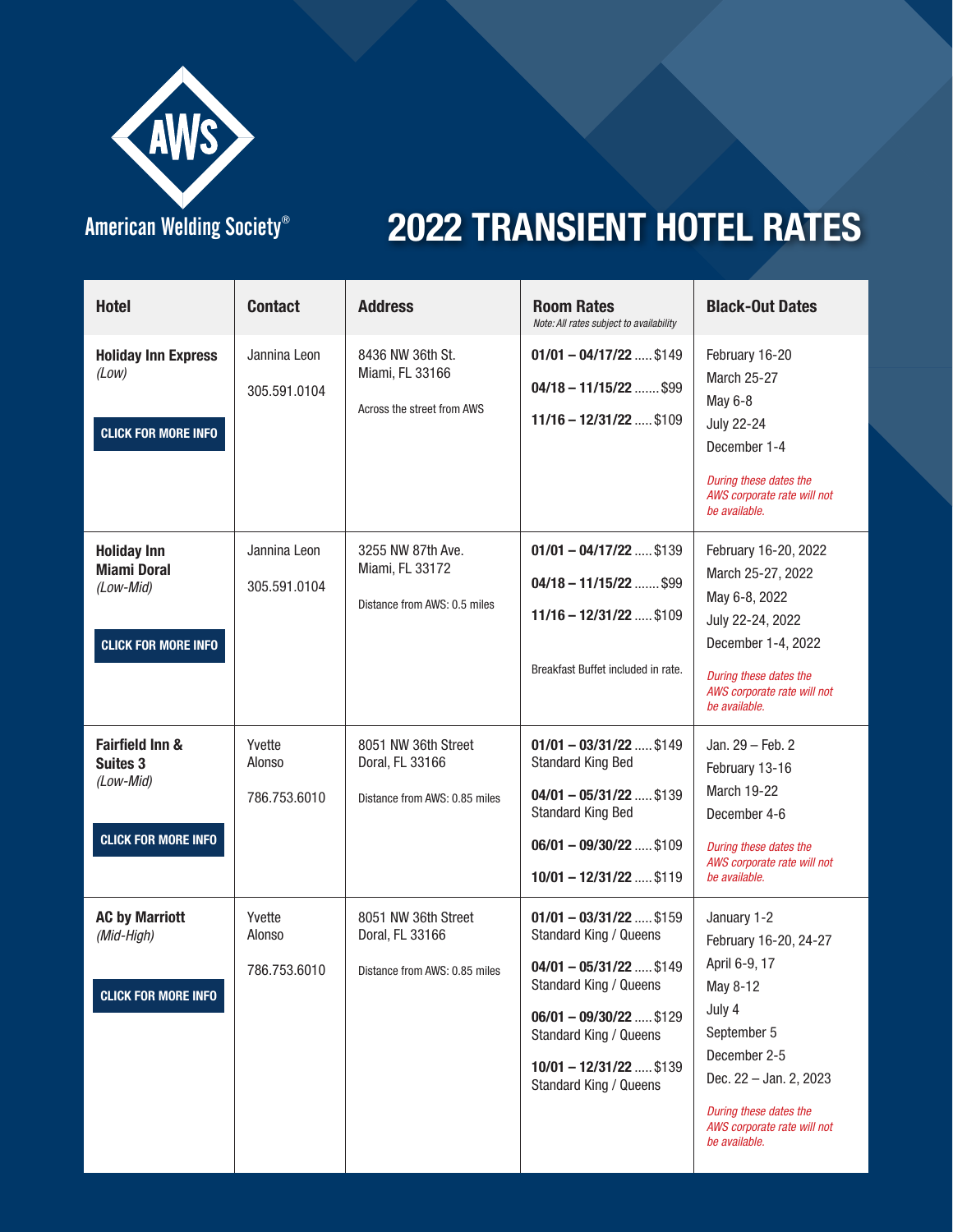American Welding Society®

# 2022 TRANSIENT HOTEL RATES

| Hotel | Contact | Address | Room Rates<br>*Note: All rates subject to availability* | Black-Out Dates |
|---|---|---|---|---|
| **Holiday Inn Express**<br>*(Low)*<br>**CLICK FOR MORE INFO** | Jannina Leon<br>305.591.0104 | 8436 NW 36th St.<br>Miami, FL 33166<br>Across the street from AWS | **01/01 – 04/17/22** ..... $149<br>**04/18 – 11/15/22** ....... $99<br>**11/16 – 12/31/22** ..... $109 | February 16-20<br>March 25-27<br>May 6-8<br>July 22-24<br>December 1-4<br>*During these dates the AWS corporate rate will not be available.* |
| **Holiday Inn Miami Doral**<br>*(Low-Mid)*<br>**CLICK FOR MORE INFO** | Jannina Leon<br>305.591.0104 | 3255 NW 87th Ave.<br>Miami, FL 33172<br>Distance from AWS: 0.5 miles | **01/01 – 04/17/22** ..... $139<br>**04/18 – 11/15/22** ....... $99<br>**11/16 – 12/31/22** ..... $109<br>Breakfast Buffet included in rate. | February 16-20, 2022<br>March 25-27, 2022<br>May 6-8, 2022<br>July 22-24, 2022<br>December 1-4, 2022<br>*During these dates the AWS corporate rate will not be available.* |
| **Fairfield Inn & Suites 3**<br>*(Low-Mid)*<br>**CLICK FOR MORE INFO** | Yvette Alonso<br>786.753.6010 | 8051 NW 36th Street<br>Doral, FL 33166<br>Distance from AWS: 0.85 miles | **01/01 – 03/31/22** ..... $149<br>Standard King Bed<br>**04/01 – 05/31/22** ..... $139<br>Standard King Bed<br>**06/01 – 09/30/22** ..... $109<br>**10/01 – 12/31/22** ..... $119 | Jan. 29 – Feb. 2<br>February 13-16<br>March 19-22<br>December 4-6<br>*During these dates the AWS corporate rate will not be available.* |
| **AC by Marriott**<br>*(Mid-High)*<br>**CLICK FOR MORE INFO** | Yvette Alonso<br>786.753.6010 | 8051 NW 36th Street<br>Doral, FL 33166<br>Distance from AWS: 0.85 miles | **01/01 – 03/31/22** ..... $159<br>Standard King / Queens<br>**04/01 – 05/31/22** ..... $149<br>Standard King / Queens<br>**06/01 – 09/30/22** ..... $129<br>Standard King / Queens<br>**10/01 – 12/31/22** ..... $139<br>Standard King / Queens | January 1-2<br>February 16-20, 24-27<br>April 6-9, 17<br>May 8-12<br>July 4<br>September 5<br>December 2-5<br>Dec. 22 – Jan. 2, 2023<br>*During these dates the AWS corporate rate will not be available.* |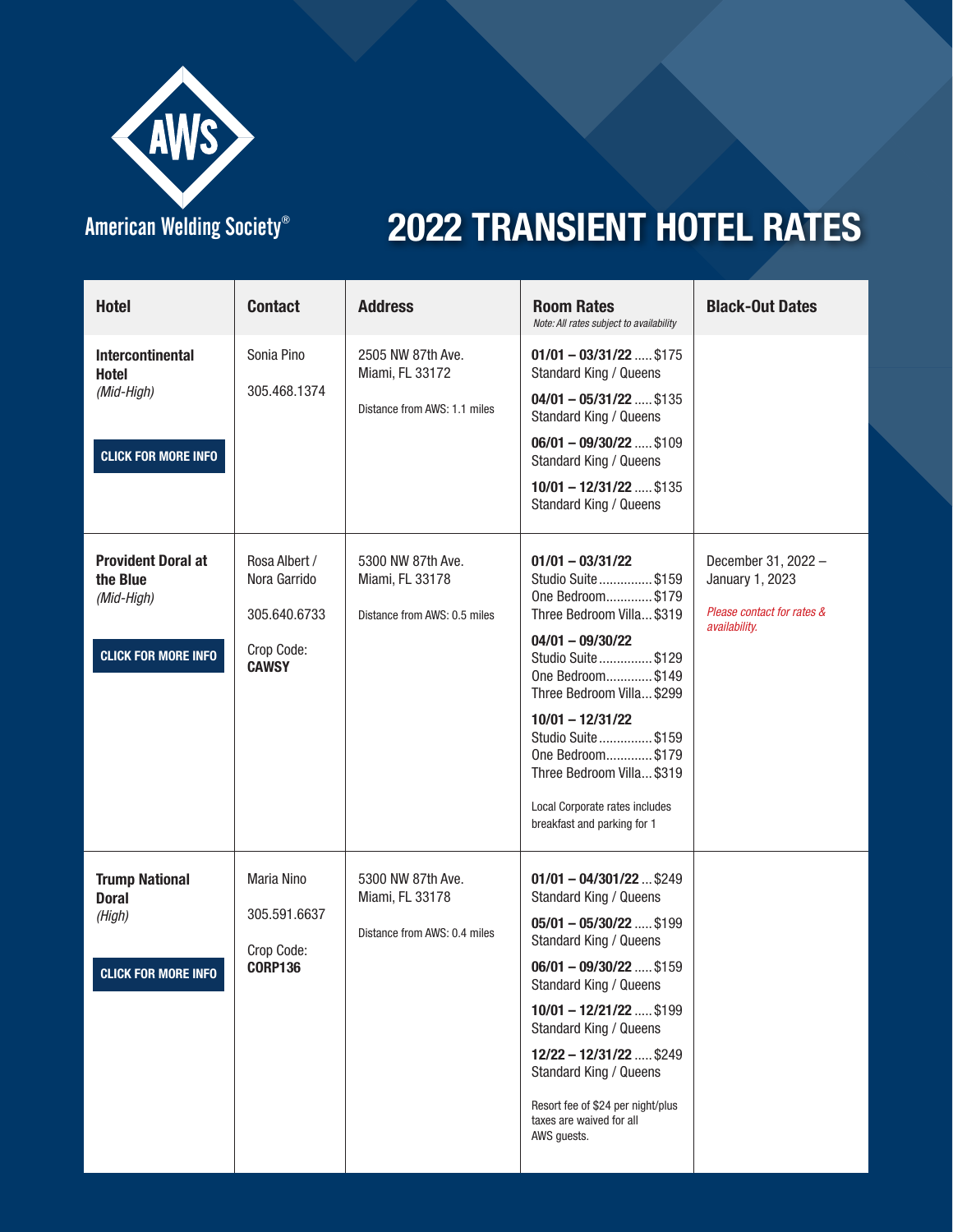American Welding Society®

# 2022 TRANSIENT HOTEL RATES

| Hotel | Contact | Address | Room Rates *Note: All rates subject to availability* | Black-Out Dates |
|---|---|---|---|---|
| **Intercontinental Hotel** *(Mid-High)* CLICK FOR MORE INFO | Sonia Pino 305.468.1374 | 2505 NW 87th Ave. Miami, FL 33172 Distance from AWS: 1.1 miles | **01/01 – 03/31/22** ..... $175 Standard King / Queens **04/01 – 05/31/22** ..... $135 Standard King / Queens **06/01 – 09/30/22** ..... $109 Standard King / Queens **10/01 – 12/31/22** ..... $135 Standard King / Queens | |
| **Provident Doral at the Blue** *(Mid-High)* CLICK FOR MORE INFO | Rosa Albert / Nora Garrido 305.640.6733 Crop Code: **CAWSY** | 5300 NW 87th Ave. Miami, FL 33178 Distance from AWS: 0.5 miles | **01/01 – 03/31/22** Studio Suite ............... $159 One Bedroom............. $179 Three Bedroom Villa... $319 **04/01 – 09/30/22** Studio Suite ............... $129 One Bedroom............. $149 Three Bedroom Villa... $299 **10/01 – 12/31/22** Studio Suite ............... $159 One Bedroom............. $179 Three Bedroom Villa... $319 Local Corporate rates includes breakfast and parking for 1 | December 31, 2022 – January 1, 2023 *Please contact for rates & availability.* |
| **Trump National Doral** *(High)* CLICK FOR MORE INFO | Maria Nino 305.591.6637 Crop Code: **CORP136** | 5300 NW 87th Ave. Miami, FL 33178 Distance from AWS: 0.4 miles | **01/01 – 04/301/22** ... $249 Standard King / Queens **05/01 – 05/30/22** ..... $199 Standard King / Queens **06/01 – 09/30/22** ..... $159 Standard King / Queens **10/01 – 12/21/22** ..... $199 Standard King / Queens **12/22 – 12/31/22** ..... $249 Standard King / Queens Resort fee of $24 per night/plus taxes are waived for all AWS guests. | |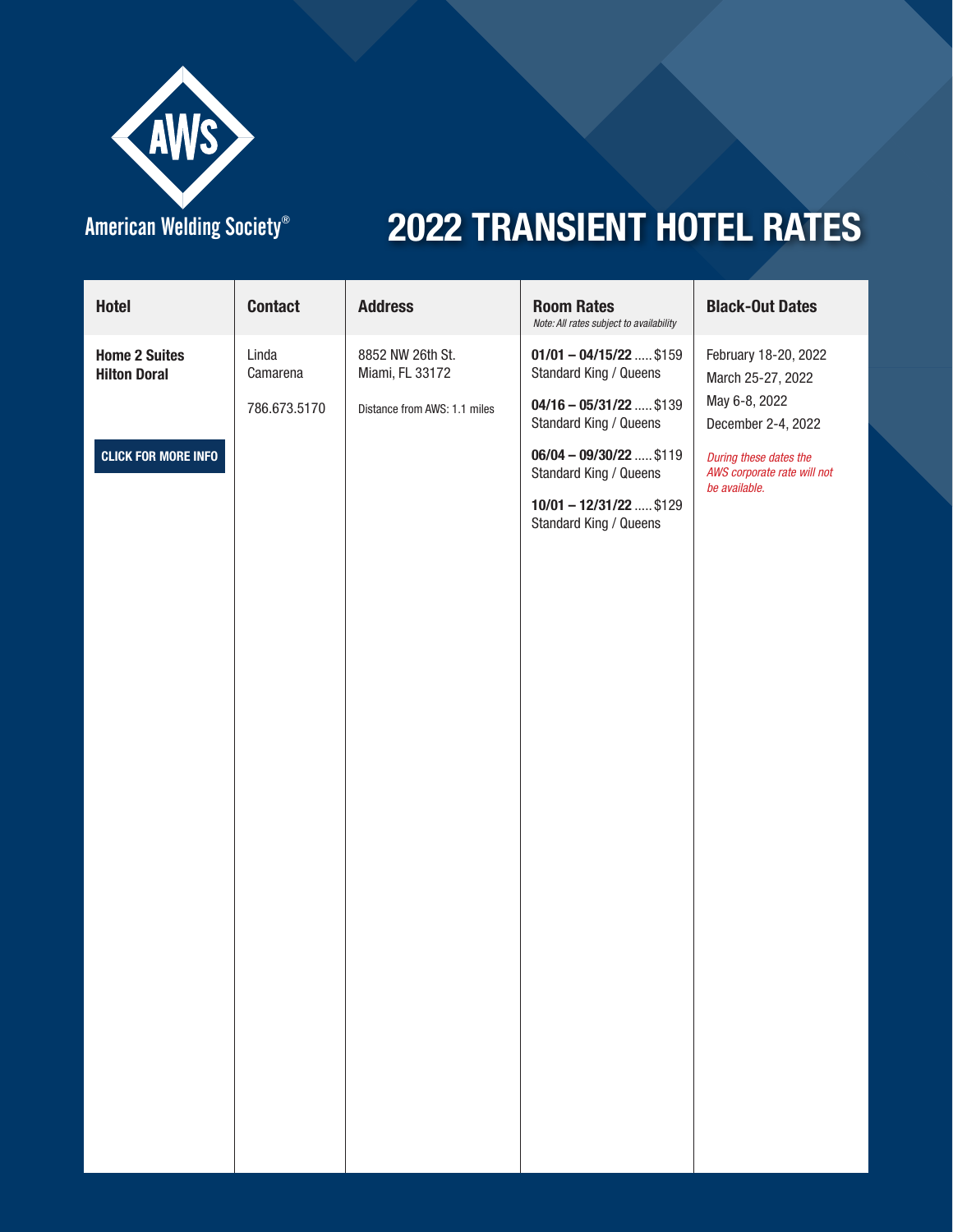American Welding Society®

# 2022 TRANSIENT HOTEL RATES

| Hotel | Contact | Address | Room Rates<br>*Note: All rates subject to availability* | Black-Out Dates |
|---|---|---|---|---|
| **Home 2 Suites Hilton Doral**<br><br>**CLICK FOR MORE INFO** | Linda Camarena<br><br>786.673.5170 | 8852 NW 26th St.<br>Miami, FL 33172<br><br>Distance from AWS: 1.1 miles | **01/01 – 04/15/22** ..... $159<br>Standard King / Queens<br><br>**04/16 – 05/31/22** ..... $139<br>Standard King / Queens<br><br>**06/04 – 09/30/22** ..... $119<br>Standard King / Queens<br><br>**10/01 – 12/31/22** ..... $129<br>Standard King / Queens | February 18-20, 2022<br>March 25-27, 2022<br>May 6-8, 2022<br>December 2-4, 2022<br><br>*During these dates the AWS corporate rate will not be available.* |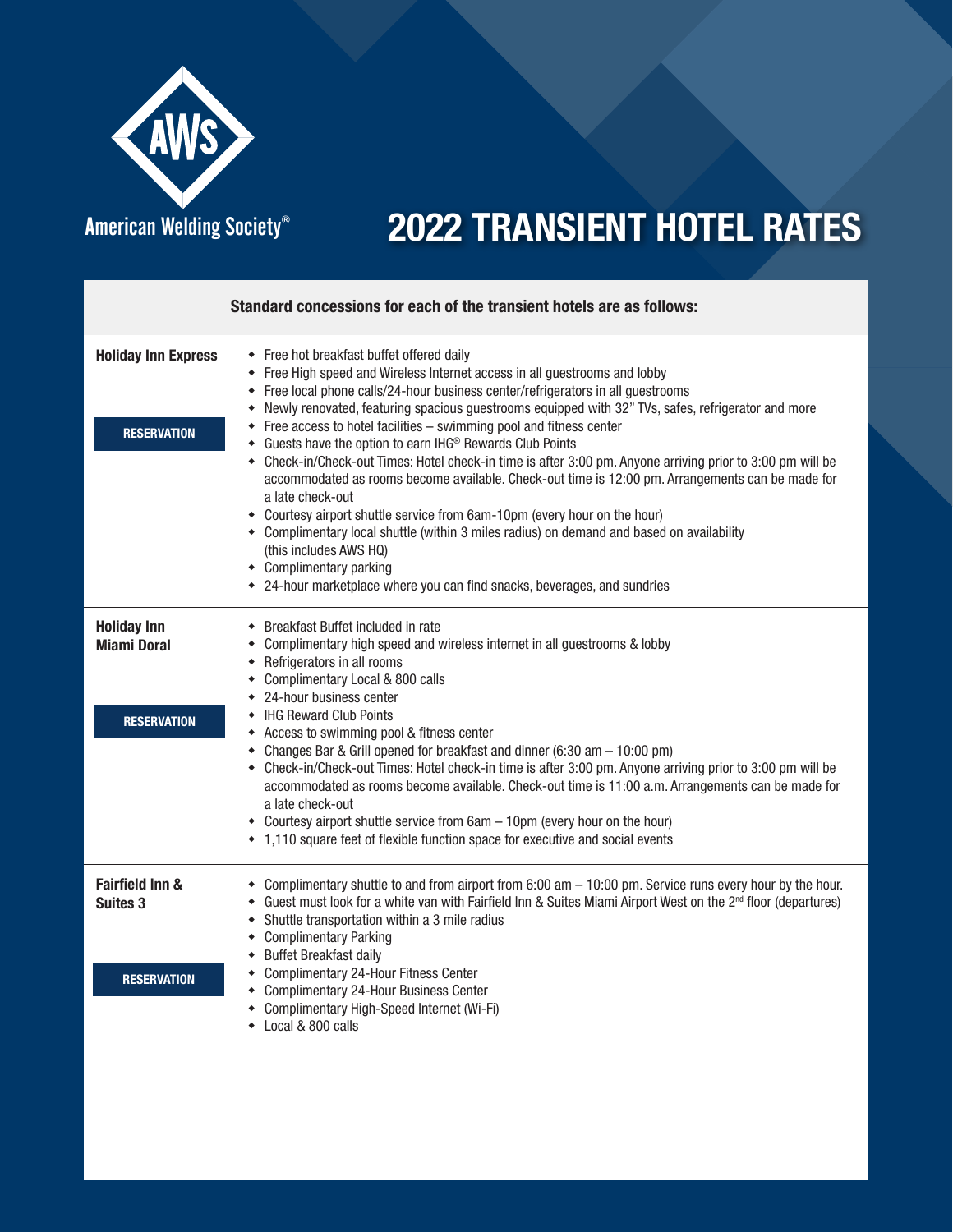American Welding Society®

# 2022 TRANSIENT HOTEL RATES

**Standard concessions for each of the transient hotels are as follows:**

### Holiday Inn Express

RESERVATION

- Free hot breakfast buffet offered daily
- Free High speed and Wireless Internet access in all guestrooms and lobby
- Free local phone calls/24-hour business center/refrigerators in all guestrooms
- Newly renovated, featuring spacious guestrooms equipped with 32" TVs, safes, refrigerator and more
- Free access to hotel facilities – swimming pool and fitness center
- Guests have the option to earn IHG® Rewards Club Points
- Check-in/Check-out Times: Hotel check-in time is after 3:00 pm. Anyone arriving prior to 3:00 pm will be accommodated as rooms become available. Check-out time is 12:00 pm. Arrangements can be made for a late check-out
- Courtesy airport shuttle service from 6am-10pm (every hour on the hour)
- Complimentary local shuttle (within 3 miles radius) on demand and based on availability (this includes AWS HQ)
- Complimentary parking
- 24-hour marketplace where you can find snacks, beverages, and sundries

### Holiday Inn Miami Doral

RESERVATION

- Breakfast Buffet included in rate
- Complimentary high speed and wireless internet in all guestrooms & lobby
- Refrigerators in all rooms
- Complimentary Local & 800 calls
- 24-hour business center
- IHG Reward Club Points
- Access to swimming pool & fitness center
- Changes Bar & Grill opened for breakfast and dinner (6:30 am – 10:00 pm)
- Check-in/Check-out Times: Hotel check-in time is after 3:00 pm. Anyone arriving prior to 3:00 pm will be accommodated as rooms become available. Check-out time is 11:00 a.m. Arrangements can be made for a late check-out
- Courtesy airport shuttle service from 6am – 10pm (every hour on the hour)
- 1,110 square feet of flexible function space for executive and social events

### Fairfield Inn & Suites 3

RESERVATION

- Complimentary shuttle to and from airport from 6:00 am – 10:00 pm. Service runs every hour by the hour.
- Guest must look for a white van with Fairfield Inn & Suites Miami Airport West on the 2nd floor (departures)
- Shuttle transportation within a 3 mile radius
- Complimentary Parking
- Buffet Breakfast daily
- Complimentary 24-Hour Fitness Center
- Complimentary 24-Hour Business Center
- Complimentary High-Speed Internet (Wi-Fi)
- Local & 800 calls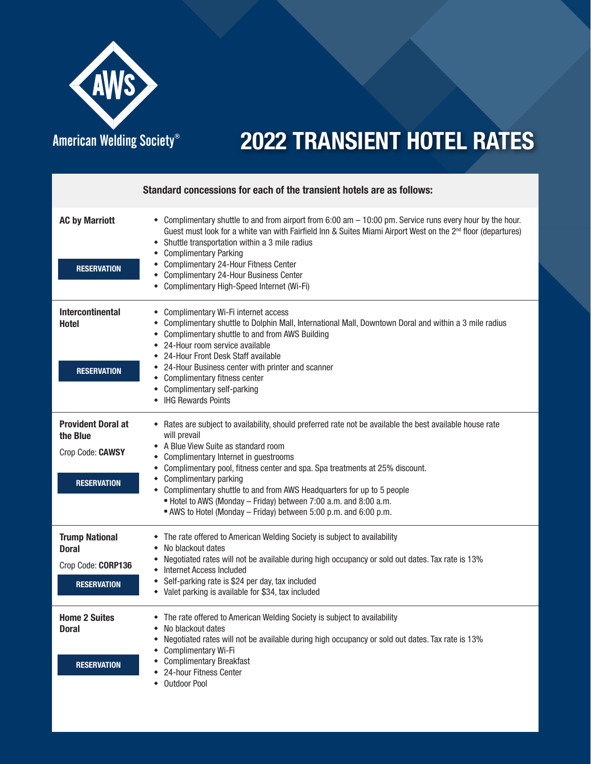American Welding Society®

# 2022 TRANSIENT HOTEL RATES

**Standard concessions for each of the transient hotels are as follows:**

| | |
|---|---|
| **AC by Marriott**<br><br>**RESERVATION** | • Complimentary shuttle to and from airport from 6:00 am – 10:00 pm. Service runs every hour by the hour. Guest must look for a white van with Fairfield Inn & Suites Miami Airport West on the 2nd floor (departures)<br>• Shuttle transportation within a 3 mile radius<br>• Complimentary Parking<br>• Complimentary 24-Hour Fitness Center<br>• Complimentary 24-Hour Business Center<br>• Complimentary High-Speed Internet (Wi-Fi) |
| **Intercontinental Hotel**<br><br>**RESERVATION** | • Complimentary Wi-Fi internet access<br>• Complimentary shuttle to Dolphin Mall, International Mall, Downtown Doral and within a 3 mile radius<br>• Complimentary shuttle to and from AWS Building<br>• 24-Hour room service available<br>• 24-Hour Front Desk Staff available<br>• 24-Hour Business center with printer and scanner<br>• Complimentary fitness center<br>• Complimentary self-parking<br>• IHG Rewards Points |
| **Provident Doral at the Blue**<br>Crop Code: **CAWSY**<br><br>**RESERVATION** | • Rates are subject to availability, should preferred rate not be available the best available house rate will prevail<br>• A Blue View Suite as standard room<br>• Complimentary Internet in guestrooms<br>• Complimentary pool, fitness center and spa. Spa treatments at 25% discount.<br>• Complimentary parking<br>• Complimentary shuttle to and from AWS Headquarters for up to 5 people<br>&nbsp;&nbsp;▪ Hotel to AWS (Monday – Friday) between 7:00 a.m. and 8:00 a.m.<br>&nbsp;&nbsp;▪ AWS to Hotel (Monday – Friday) between 5:00 p.m. and 6:00 p.m. |
| **Trump National Doral**<br>Crop Code: **CORP136**<br><br>**RESERVATION** | • The rate offered to American Welding Society is subject to availability<br>• No blackout dates<br>• Negotiated rates will not be available during high occupancy or sold out dates. Tax rate is 13%<br>• Internet Access Included<br>• Self-parking rate is $24 per day, tax included<br>• Valet parking is available for $34, tax included |
| **Home 2 Suites Doral**<br><br>**RESERVATION** | • The rate offered to American Welding Society is subject to availability<br>• No blackout dates<br>• Negotiated rates will not be available during high occupancy or sold out dates. Tax rate is 13%<br>• Complimentary Wi-Fi<br>• Complimentary Breakfast<br>• 24-hour Fitness Center<br>• Outdoor Pool |